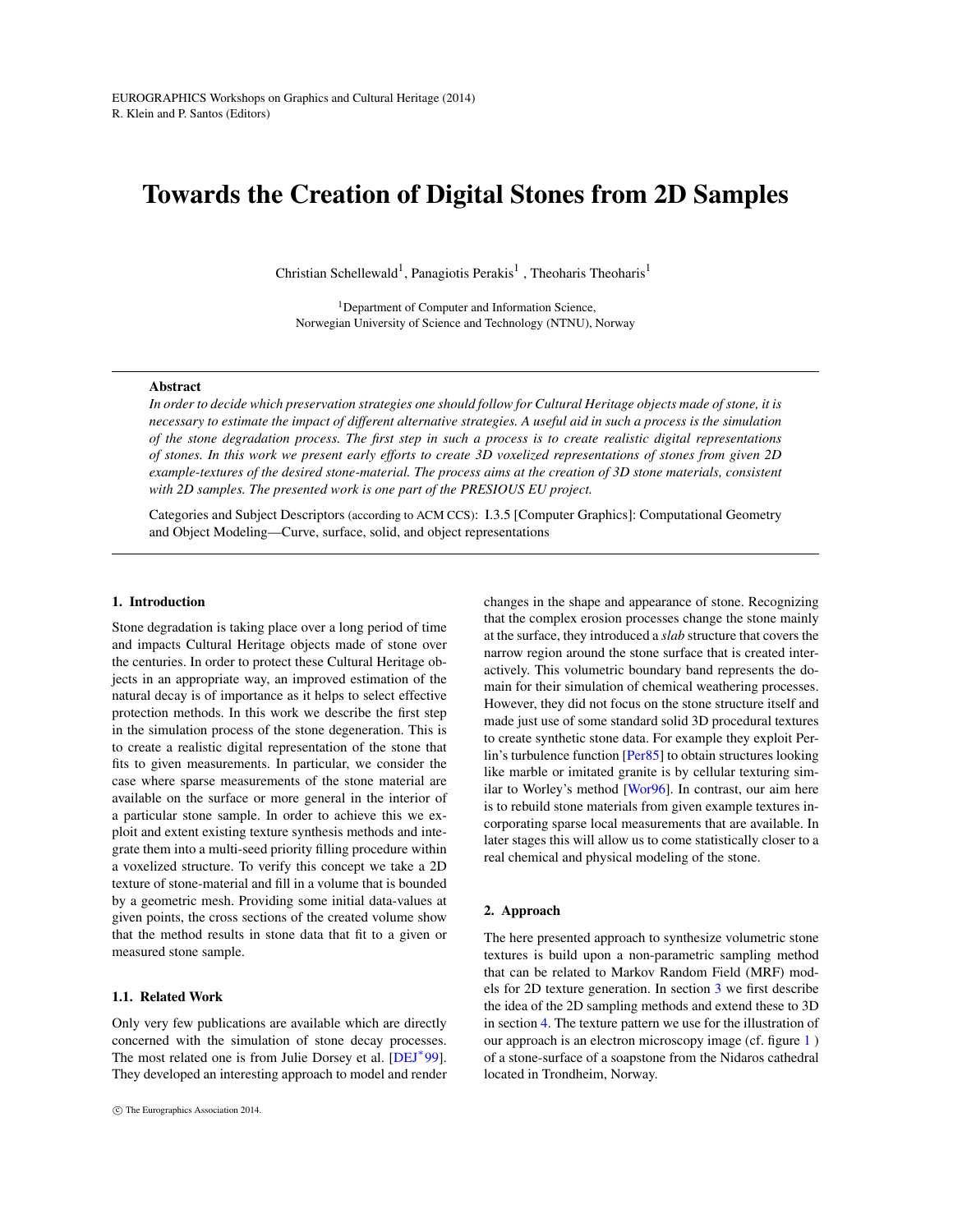EUROGRAPHICS Workshops on Graphics and Cultural Heritage (2014)
R. Klein and P. Santos (Editors)

# Towards the Creation of Digital Stones from 2D Samples

Christian Schellewald[1], Panagiotis Perakis[1] , Theoharis Theoharis[1]

[1]Department of Computer and Information Science,
Norwegian University of Science and Technology (NTNU), Norway

**Abstract**

*In order to decide which preservation strategies one should follow for Cultural Heritage objects made of stone, it is necessary to estimate the impact of different alternative strategies. A useful aid in such a process is the simulation of the stone degradation process. The first step in such a process is to create realistic digital representations of stones. In this work we present early efforts to create 3D voxelized representations of stones from given 2D example-textures of the desired stone-material. The process aims at the creation of 3D stone materials, consistent with 2D samples. The presented work is one part of the PRESIOUS EU project.*

Categories and Subject Descriptors (according to ACM CCS): I.3.5 [Computer Graphics]: Computational Geometry and Object Modeling—Curve, surface, solid, and object representations

## 1. Introduction

Stone degradation is taking place over a long period of time and impacts Cultural Heritage objects made of stone over the centuries. In order to protect these Cultural Heritage objects in an appropriate way, an improved estimation of the natural decay is of importance as it helps to select effective protection methods. In this work we describe the first step in the simulation process of the stone degeneration. This is to create a realistic digital representation of the stone that fits to given measurements. In particular, we consider the case where sparse measurements of the stone material are available on the surface or more general in the interior of a particular stone sample. In order to achieve this we exploit and extent existing texture synthesis methods and integrate them into a multi-seed priority filling procedure within a voxelized structure. To verify this concept we take a 2D texture of stone-material and fill in a volume that is bounded by a geometric mesh. Providing some initial data-values at given points, the cross sections of the created volume show that the method results in stone data that fit to a given or measured stone sample.

### 1.1. Related Work

Only very few publications are available which are directly concerned with the simulation of stone decay processes. The most related one is from Julie Dorsey et al. [DEJ*99]. They developed an interesting approach to model and render changes in the shape and appearance of stone. Recognizing that the complex erosion processes change the stone mainly at the surface, they introduced a *slab* structure that covers the narrow region around the stone surface that is created interactively. This volumetric boundary band represents the domain for their simulation of chemical weathering processes. However, they did not focus on the stone structure itself and made just use of some standard solid 3D procedural textures to create synthetic stone data. For example they exploit Perlin's turbulence function [Per85] to obtain structures looking like marble or imitated granite is by cellular texturing similar to Worley's method [Wor96]. In contrast, our aim here is to rebuild stone materials from given example textures incorporating sparse local measurements that are available. In later stages this will allow us to come statistically closer to a real chemical and physical modeling of the stone.

## 2. Approach

The here presented approach to synthesize volumetric stone textures is build upon a non-parametric sampling method that can be related to Markov Random Field (MRF) models for 2D texture generation. In section 3 we first describe the idea of the 2D sampling methods and extend these to 3D in section 4. The texture pattern we use for the illustration of our approach is an electron microscopy image (cf. figure 1 ) of a stone-surface of a soapstone from the Nidaros cathedral located in Trondheim, Norway.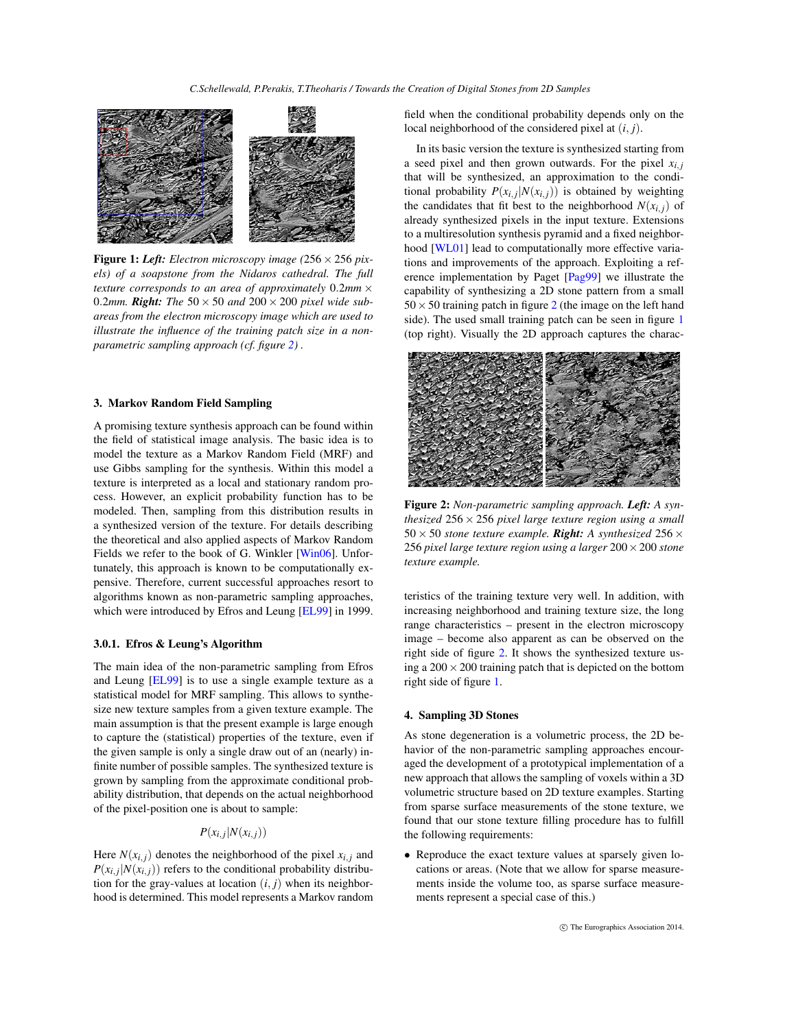**Figure 1:** ***Left:*** *Electron microscopy image ($256 \times 256$ pixels) of a soapstone from the Nidaros cathedral. The full texture corresponds to an area of approximately $0.2mm \times 0.2mm$.* ***Right:*** *The $50 \times 50$ and $200 \times 200$ pixel wide subareas from the electron microscopy image which are used to illustrate the influence of the training patch size in a non-parametric sampling approach (cf. figure 2).*

### 3. Markov Random Field Sampling

A promising texture synthesis approach can be found within the field of statistical image analysis. The basic idea is to model the texture as a Markov Random Field (MRF) and use Gibbs sampling for the synthesis. Within this model a texture is interpreted as a local and stationary random process. However, an explicit probability function has to be modeled. Then, sampling from this distribution results in a synthesized version of the texture. For details describing the theoretical and also applied aspects of Markov Random Fields we refer to the book of G. Winkler [Win06]. Unfortunately, this approach is known to be computationally expensive. Therefore, current successful approaches resort to algorithms known as non-parametric sampling approaches, which were introduced by Efros and Leung [EL99] in 1999.

#### 3.0.1. Efros & Leung's Algorithm

The main idea of the non-parametric sampling from Efros and Leung [EL99] is to use a single example texture as a statistical model for MRF sampling. This allows to synthesize new texture samples from a given texture example. The main assumption is that the present example is large enough to capture the (statistical) properties of the texture, even if the given sample is only a single draw out of an (nearly) infinite number of possible samples. The synthesized texture is grown by sampling from the approximate conditional probability distribution, that depends on the actual neighborhood of the pixel-position one is about to sample:

$$P(x_{i,j}|N(x_{i,j}))$$

Here $N(x_{i,j})$ denotes the neighborhood of the pixel $x_{i,j}$ and $P(x_{i,j}|N(x_{i,j}))$ refers to the conditional probability distribution for the gray-values at location $(i, j)$ when its neighborhood is determined. This model represents a Markov random field when the conditional probability depends only on the local neighborhood of the considered pixel at $(i, j)$.

In its basic version the texture is synthesized starting from a seed pixel and then grown outwards. For the pixel $x_{i,j}$ that will be synthesized, an approximation to the conditional probability $P(x_{i,j}|N(x_{i,j}))$ is obtained by weighting the candidates that fit best to the neighborhood $N(x_{i,j})$ of already synthesized pixels in the input texture. Extensions to a multiresolution synthesis pyramid and a fixed neighborhood [WL01] lead to computationally more effective variations and improvements of the approach. Exploiting a reference implementation by Paget [Pag99] we illustrate the capability of synthesizing a 2D stone pattern from a small $50 \times 50$ training patch in figure 2 (the image on the left hand side). The used small training patch can be seen in figure 1 (top right). Visually the 2D approach captures the characteristics of the training texture very well. In addition, with increasing neighborhood and training texture size, the long range characteristics – present in the electron microscopy image – become also apparent as can be observed on the right side of figure 2. It shows the synthesized texture using a $200 \times 200$ training patch that is depicted on the bottom right side of figure 1.

**Figure 2:** *Non-parametric sampling approach.* ***Left:*** *A synthesized $256 \times 256$ pixel large texture region using a small $50 \times 50$ stone texture example.* ***Right:*** *A synthesized $256 \times 256$ pixel large texture region using a larger $200 \times 200$ stone texture example.*

### 4. Sampling 3D Stones

As stone degeneration is a volumetric process, the 2D behavior of the non-parametric sampling approaches encouraged the development of a prototypical implementation of a new approach that allows the sampling of voxels within a 3D volumetric structure based on 2D texture examples. Starting from sparse surface measurements of the stone texture, we found that our stone texture filling procedure has to fulfill the following requirements:

- Reproduce the exact texture values at sparsely given locations or areas. (Note that we allow for sparse measurements inside the volume too, as sparse surface measurements represent a special case of this.)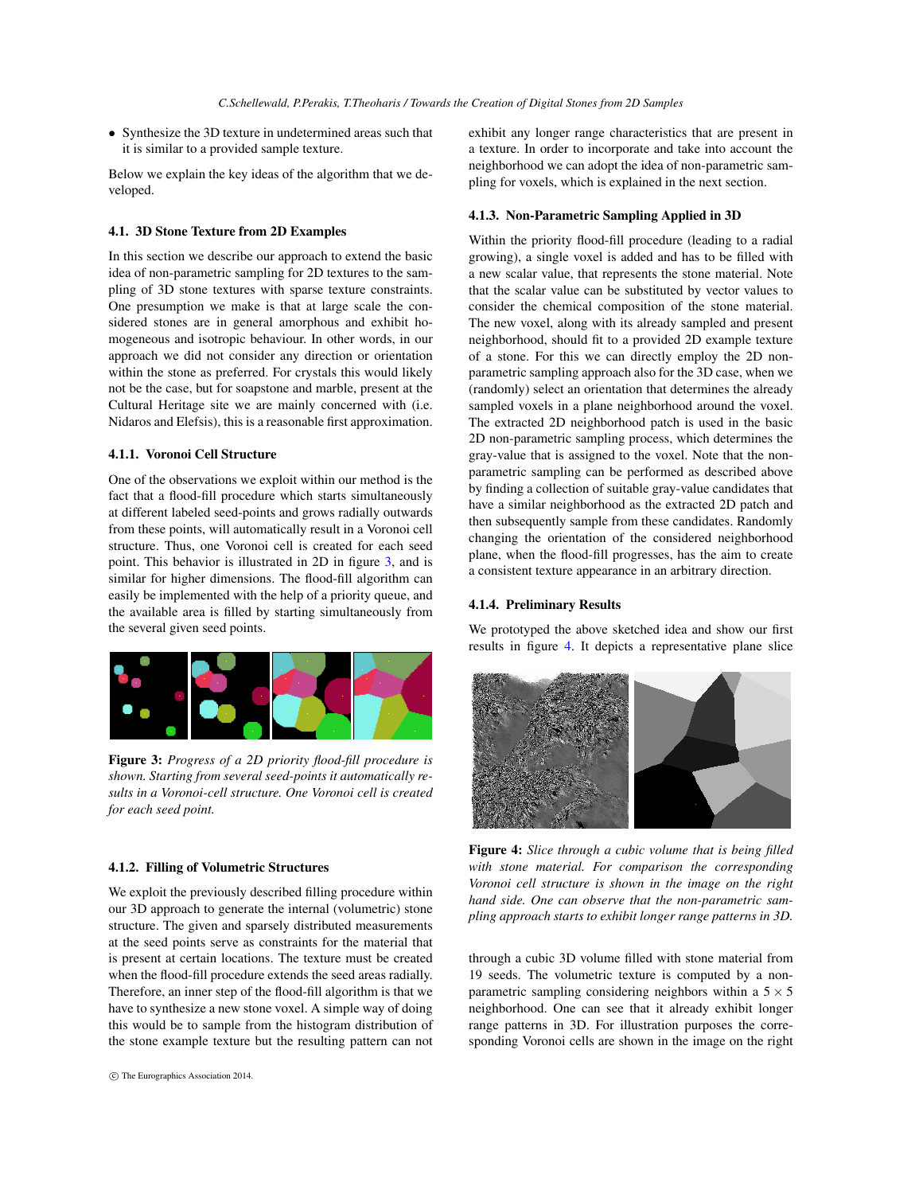- Synthesize the 3D texture in undetermined areas such that it is similar to a provided sample texture.

Below we explain the key ideas of the algorithm that we developed.

### 4.1. 3D Stone Texture from 2D Examples

In this section we describe our approach to extend the basic idea of non-parametric sampling for 2D textures to the sampling of 3D stone textures with sparse texture constraints. One presumption we make is that at large scale the considered stones are in general amorphous and exhibit homogeneous and isotropic behaviour. In other words, in our approach we did not consider any direction or orientation within the stone as preferred. For crystals this would likely not be the case, but for soapstone and marble, present at the Cultural Heritage site we are mainly concerned with (i.e. Nidaros and Elefsis), this is a reasonable first approximation.

#### 4.1.1. Voronoi Cell Structure

One of the observations we exploit within our method is the fact that a flood-fill procedure which starts simultaneously at different labeled seed-points and grows radially outwards from these points, will automatically result in a Voronoi cell structure. Thus, one Voronoi cell is created for each seed point. This behavior is illustrated in 2D in figure 3, and is similar for higher dimensions. The flood-fill algorithm can easily be implemented with the help of a priority queue, and the available area is filled by starting simultaneously from the several given seed points.

**Figure 3:** *Progress of a 2D priority flood-fill procedure is shown. Starting from several seed-points it automatically results in a Voronoi-cell structure. One Voronoi cell is created for each seed point.*

#### 4.1.2. Filling of Volumetric Structures

We exploit the previously described filling procedure within our 3D approach to generate the internal (volumetric) stone structure. The given and sparsely distributed measurements at the seed points serve as constraints for the material that is present at certain locations. The texture must be created when the flood-fill procedure extends the seed areas radially. Therefore, an inner step of the flood-fill algorithm is that we have to synthesize a new stone voxel. A simple way of doing this would be to sample from the histogram distribution of the stone example texture but the resulting pattern can not exhibit any longer range characteristics that are present in a texture. In order to incorporate and take into account the neighborhood we can adopt the idea of non-parametric sampling for voxels, which is explained in the next section.

#### 4.1.3. Non-Parametric Sampling Applied in 3D

Within the priority flood-fill procedure (leading to a radial growing), a single voxel is added and has to be filled with a new scalar value, that represents the stone material. Note that the scalar value can be substituted by vector values to consider the chemical composition of the stone material. The new voxel, along with its already sampled and present neighborhood, should fit to a provided 2D example texture of a stone. For this we can directly employ the 2D non-parametric sampling approach also for the 3D case, when we (randomly) select an orientation that determines the already sampled voxels in a plane neighborhood around the voxel. The extracted 2D neighborhood patch is used in the basic 2D non-parametric sampling process, which determines the gray-value that is assigned to the voxel. Note that the non-parametric sampling can be performed as described above by finding a collection of suitable gray-value candidates that have a similar neighborhood as the extracted 2D patch and then subsequently sample from these candidates. Randomly changing the orientation of the considered neighborhood plane, when the flood-fill progresses, has the aim to create a consistent texture appearance in an arbitrary direction.

#### 4.1.4. Preliminary Results

We prototyped the above sketched idea and show our first results in figure 4. It depicts a representative plane slice through a cubic 3D volume filled with stone material from 19 seeds. The volumetric texture is computed by a non-parametric sampling considering neighbors within a $5 \times 5$ neighborhood. One can see that it already exhibit longer range patterns in 3D. For illustration purposes the corresponding Voronoi cells are shown in the image on the right

**Figure 4:** *Slice through a cubic volume that is being filled with stone material. For comparison the corresponding Voronoi cell structure is shown in the image on the right hand side. One can observe that the non-parametric sampling approach starts to exhibit longer range patterns in 3D.*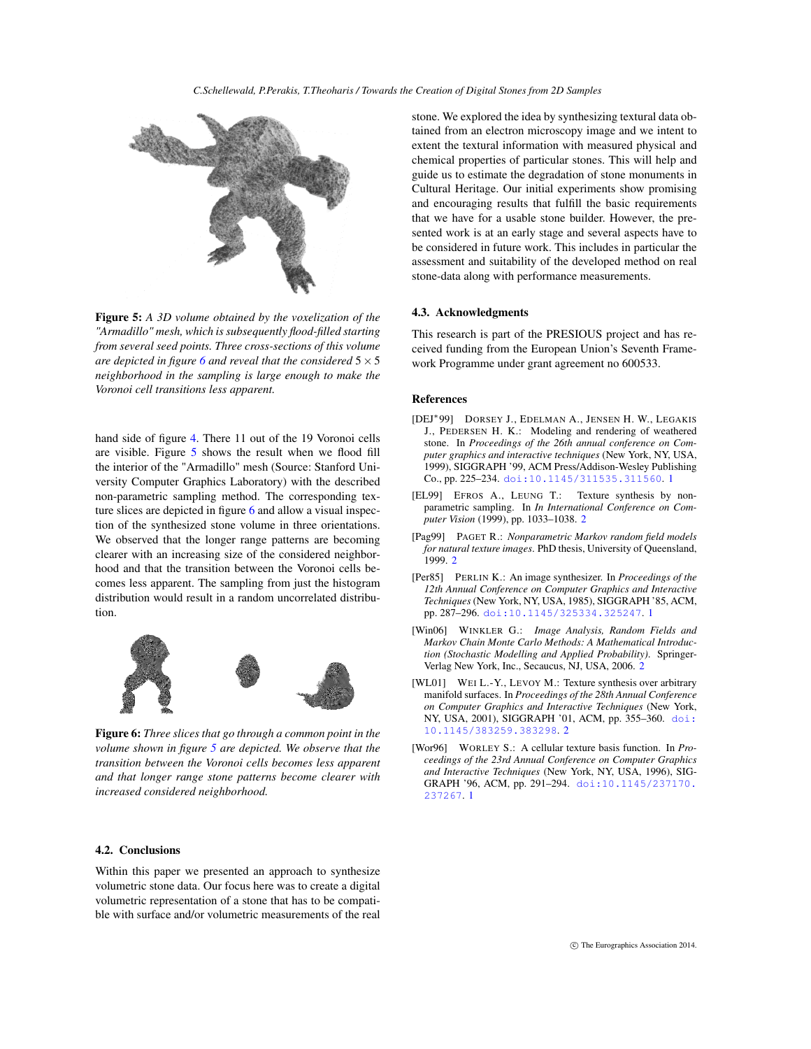**Figure 5:** *A 3D volume obtained by the voxelization of the "Armadillo" mesh, which is subsequently flood-filled starting from several seed points. Three cross-sections of this volume are depicted in figure 6 and reveal that the considered $5 \times 5$ neighborhood in the sampling is large enough to make the Voronoi cell transitions less apparent.*

hand side of figure 4. There 11 out of the 19 Voronoi cells are visible. Figure 5 shows the result when we flood fill the interior of the "Armadillo" mesh (Source: Stanford University Computer Graphics Laboratory) with the described non-parametric sampling method. The corresponding texture slices are depicted in figure 6 and allow a visual inspection of the synthesized stone volume in three orientations. We observed that the longer range patterns are becoming clearer with an increasing size of the considered neighborhood and that the transition between the Voronoi cells becomes less apparent. The sampling from just the histogram distribution would result in a random uncorrelated distribution.

**Figure 6:** *Three slices that go through a common point in the volume shown in figure 5 are depicted. We observe that the transition between the Voronoi cells becomes less apparent and that longer range stone patterns become clearer with increased considered neighborhood.*

### 4.2. Conclusions

Within this paper we presented an approach to synthesize volumetric stone data. Our focus here was to create a digital volumetric representation of a stone that has to be compatible with surface and/or volumetric measurements of the real stone. We explored the idea by synthesizing textural data obtained from an electron microscopy image and we intent to extent the textural information with measured physical and chemical properties of particular stones. This will help and guide us to estimate the degradation of stone monuments in Cultural Heritage. Our initial experiments show promising and encouraging results that fulfill the basic requirements that we have for a usable stone builder. However, the presented work is at an early stage and several aspects have to be considered in future work. This includes in particular the assessment and suitability of the developed method on real stone-data along with performance measurements.

### 4.3. Acknowledgments

This research is part of the PRESIOUS project and has received funding from the European Union's Seventh Framework Programme under grant agreement no 600533.

### References

[DEJ*99] DORSEY J., EDELMAN A., JENSEN H. W., LEGAKIS J., PEDERSEN H. K.: Modeling and rendering of weathered stone. In *Proceedings of the 26th annual conference on Computer graphics and interactive techniques* (New York, NY, USA, 1999), SIGGRAPH '99, ACM Press/Addison-Wesley Publishing Co., pp. 225–234. doi:10.1145/311535.311560. 1

[EL99] EFROS A., LEUNG T.: Texture synthesis by non-parametric sampling. In *In International Conference on Computer Vision* (1999), pp. 1033–1038. 2

[Pag99] PAGET R.: *Nonparametric Markov random field models for natural texture images*. PhD thesis, University of Queensland, 1999. 2

[Per85] PERLIN K.: An image synthesizer. In *Proceedings of the 12th Annual Conference on Computer Graphics and Interactive Techniques* (New York, NY, USA, 1985), SIGGRAPH '85, ACM, pp. 287–296. doi:10.1145/325334.325247. 1

[Win06] WINKLER G.: *Image Analysis, Random Fields and Markov Chain Monte Carlo Methods: A Mathematical Introduction (Stochastic Modelling and Applied Probability)*. Springer-Verlag New York, Inc., Secaucus, NJ, USA, 2006. 2

[WL01] WEI L.-Y., LEVOY M.: Texture synthesis over arbitrary manifold surfaces. In *Proceedings of the 28th Annual Conference on Computer Graphics and Interactive Techniques* (New York, NY, USA, 2001), SIGGRAPH '01, ACM, pp. 355–360. doi:10.1145/383259.383298. 2

[Wor96] WORLEY S.: A cellular texture basis function. In *Proceedings of the 23rd Annual Conference on Computer Graphics and Interactive Techniques* (New York, NY, USA, 1996), SIGGRAPH '96, ACM, pp. 291–294. doi:10.1145/237170.237267. 1